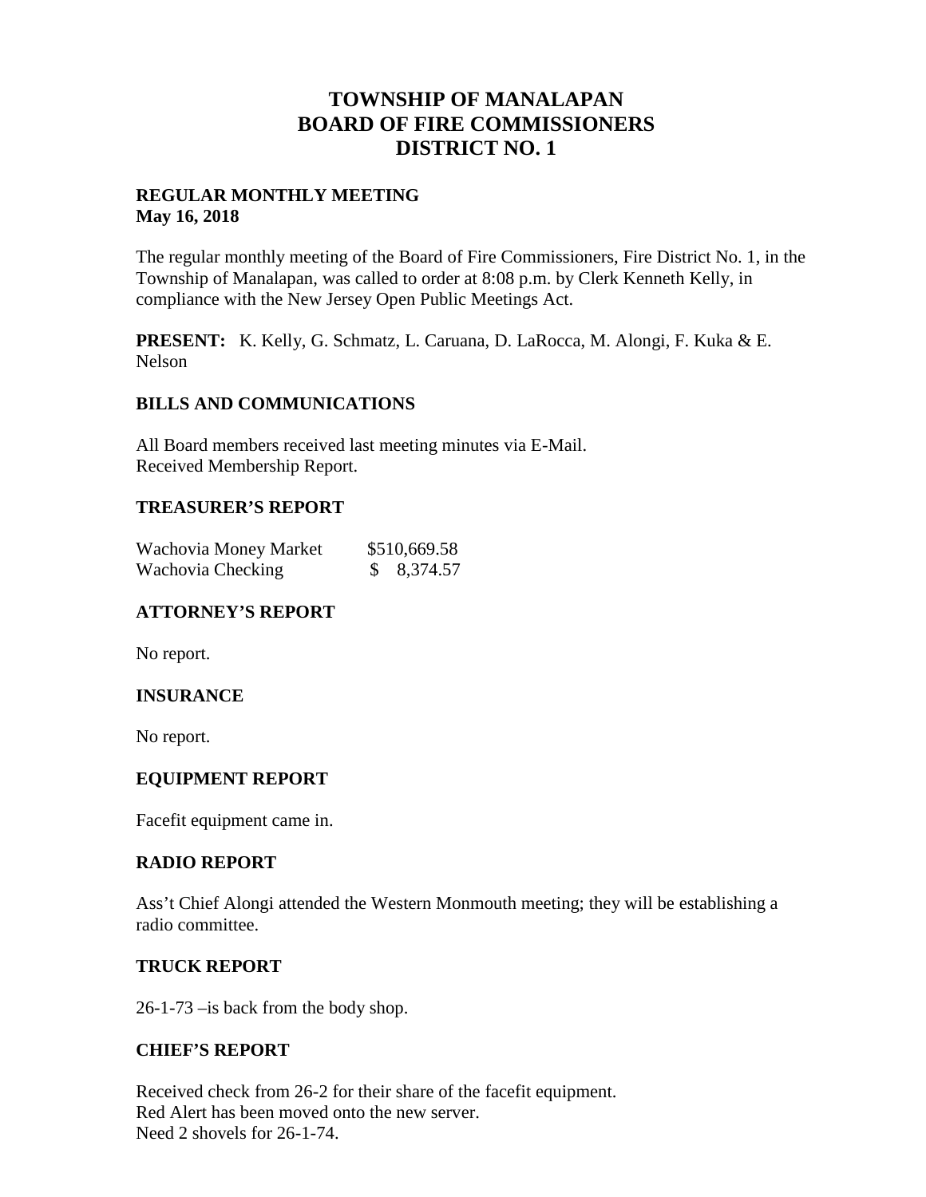# TOWNSHIP OF MANALAPAN
# BOARD OF FIRE COMMISSIONERS
# DISTRICT NO. 1

**REGULAR MONTHLY MEETING**
**May 16, 2018**

The regular monthly meeting of the Board of Fire Commissioners, Fire District No. 1, in the Township of Manalapan, was called to order at 8:08 p.m. by Clerk Kenneth Kelly, in compliance with the New Jersey Open Public Meetings Act.

**PRESENT:** K. Kelly, G. Schmatz, L. Caruana, D. LaRocca, M. Alongi, F. Kuka & E. Nelson

## BILLS AND COMMUNICATIONS

All Board members received last meeting minutes via E-Mail.
Received Membership Report.

## TREASURER'S REPORT

| | |
|---|---|
| Wachovia Money Market | $510,669.58 |
| Wachovia Checking | $ 8,374.57 |

## ATTORNEY'S REPORT

No report.

## INSURANCE

No report.

## EQUIPMENT REPORT

Facefit equipment came in.

## RADIO REPORT

Ass't Chief Alongi attended the Western Monmouth meeting; they will be establishing a radio committee.

## TRUCK REPORT

26-1-73 –is back from the body shop.

## CHIEF'S REPORT

Received check from 26-2 for their share of the facefit equipment.
Red Alert has been moved onto the new server.
Need 2 shovels for 26-1-74.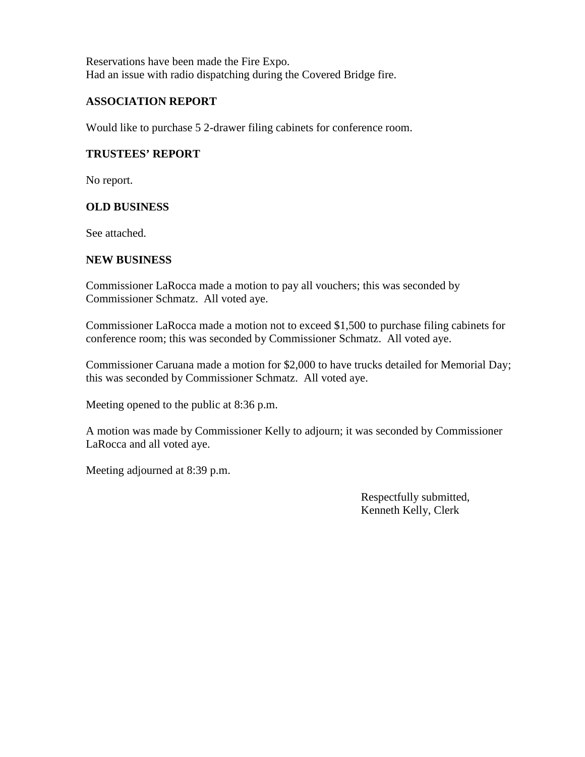Reservations have been made the Fire Expo.
Had an issue with radio dispatching during the Covered Bridge fire.

**ASSOCIATION REPORT**

Would like to purchase 5 2-drawer filing cabinets for conference room.

**TRUSTEES' REPORT**

No report.

**OLD BUSINESS**

See attached.

**NEW BUSINESS**

Commissioner LaRocca made a motion to pay all vouchers; this was seconded by Commissioner Schmatz. All voted aye.

Commissioner LaRocca made a motion not to exceed $1,500 to purchase filing cabinets for conference room; this was seconded by Commissioner Schmatz. All voted aye.

Commissioner Caruana made a motion for $2,000 to have trucks detailed for Memorial Day; this was seconded by Commissioner Schmatz. All voted aye.

Meeting opened to the public at 8:36 p.m.

A motion was made by Commissioner Kelly to adjourn; it was seconded by Commissioner LaRocca and all voted aye.

Meeting adjourned at 8:39 p.m.

Respectfully submitted,
Kenneth Kelly, Clerk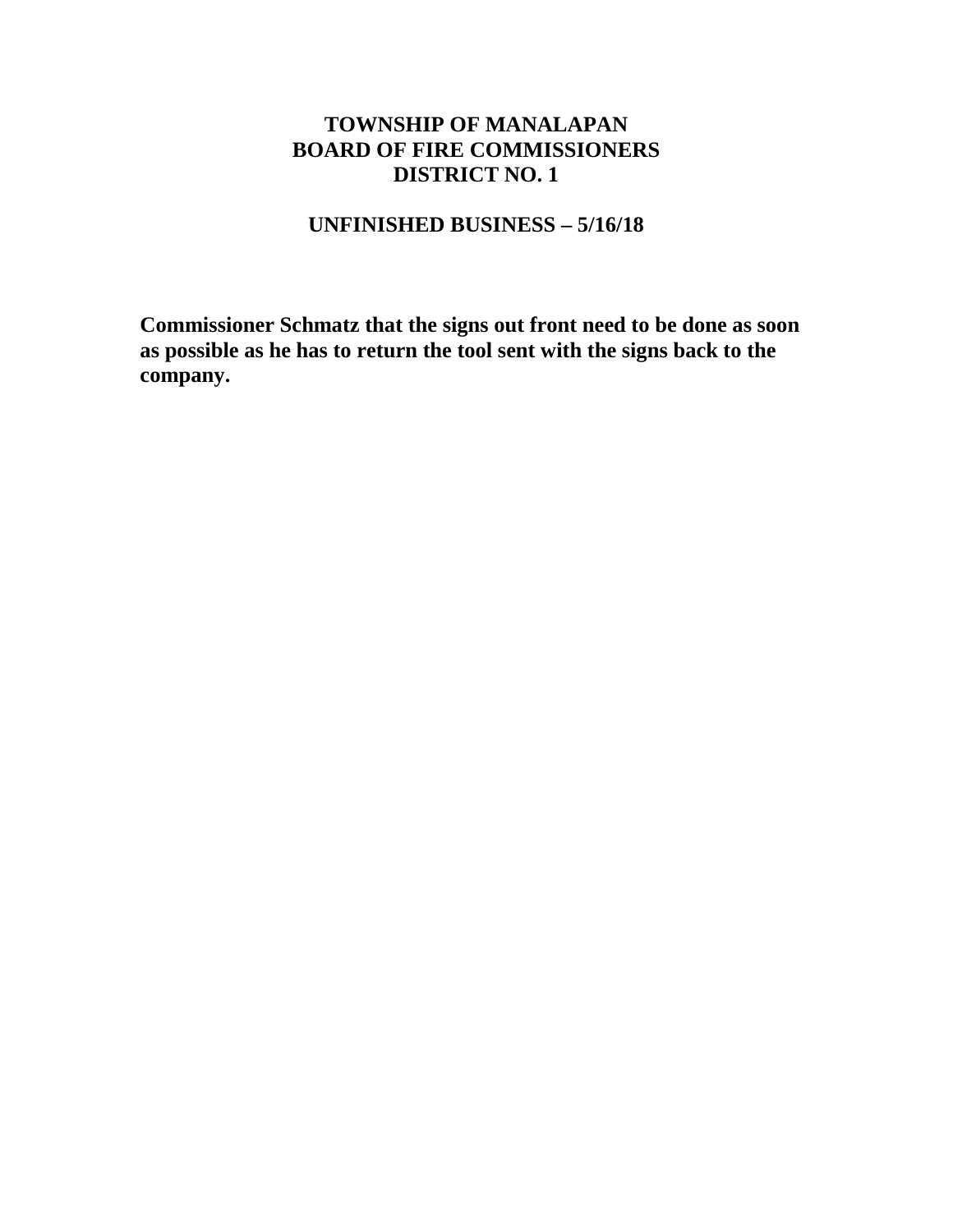**TOWNSHIP OF MANALAPAN**
**BOARD OF FIRE COMMISSIONERS**
**DISTRICT NO. 1**

**UNFINISHED BUSINESS – 5/16/18**

**Commissioner Schmatz that the signs out front need to be done as soon as possible as he has to return the tool sent with the signs back to the company.**